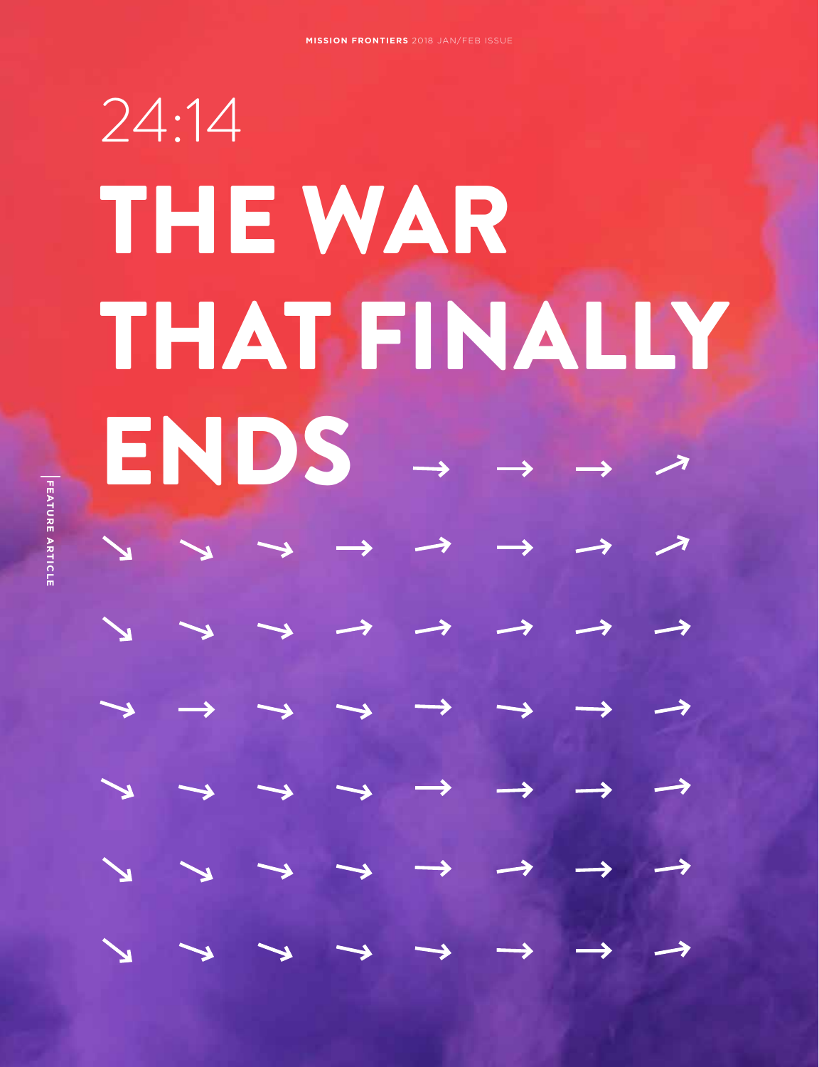24:14

# THE WAR THAT FINALLY ENDS

FEATURE ARTICLE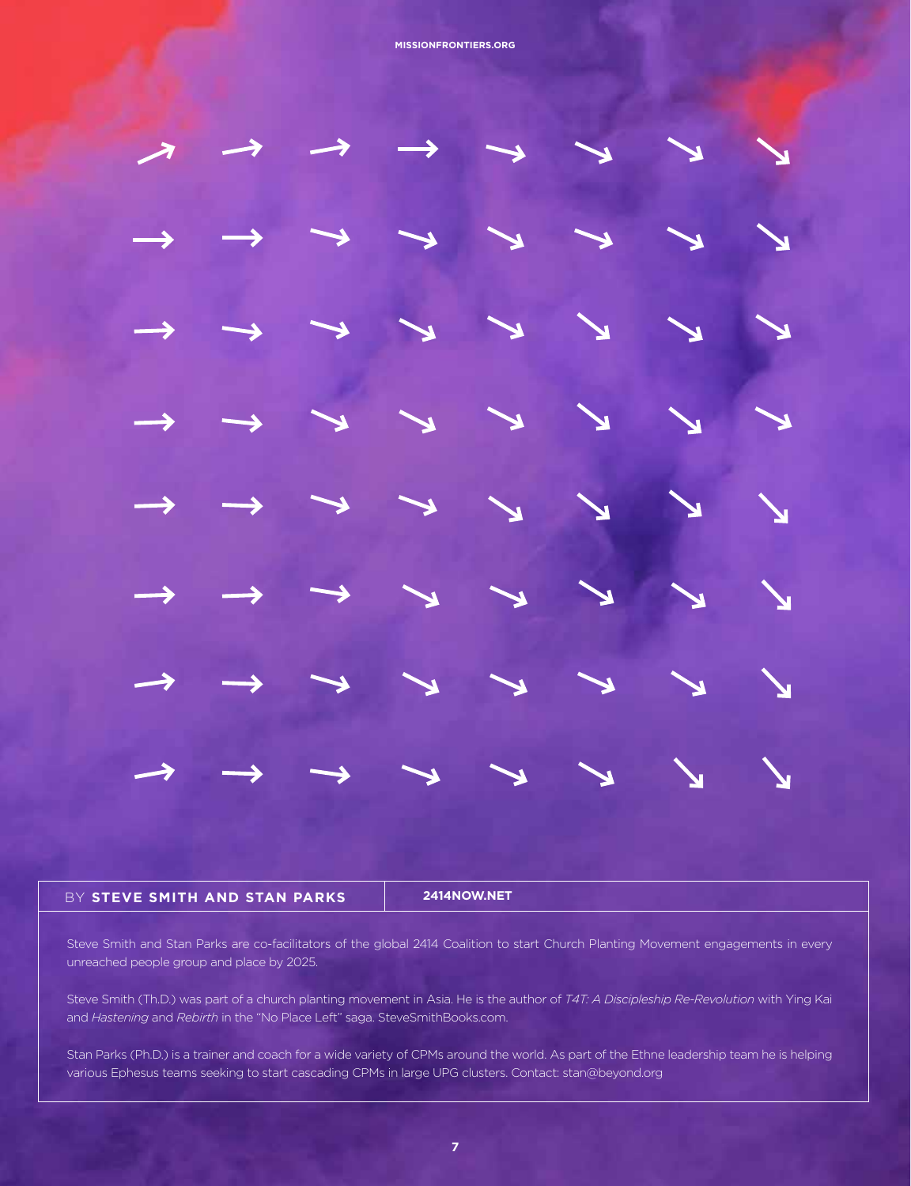BY **STEVE SMITH AND STAN PARKS** | **2414NOW.NET**

Steve Smith and Stan Parks are co-facilitators of the global 2414 Coalition to start Church Planting Movement engagements in every unreached people group and place by 2025.

Steve Smith (Th.D.) was part of a church planting movement in Asia. He is the author of *T4T: A Discipleship Re-Revolution* with Ying Kai and *Hastening* and *Rebirth* in the "No Place Left" saga. SteveSmithBooks.com.

Stan Parks (Ph.D.) is a trainer and coach for a wide variety of CPMs around the world. As part of the Ethne leadership team he is helping various Ephesus teams seeking to start cascading CPMs in large UPG clusters. Contact: stan@beyond.org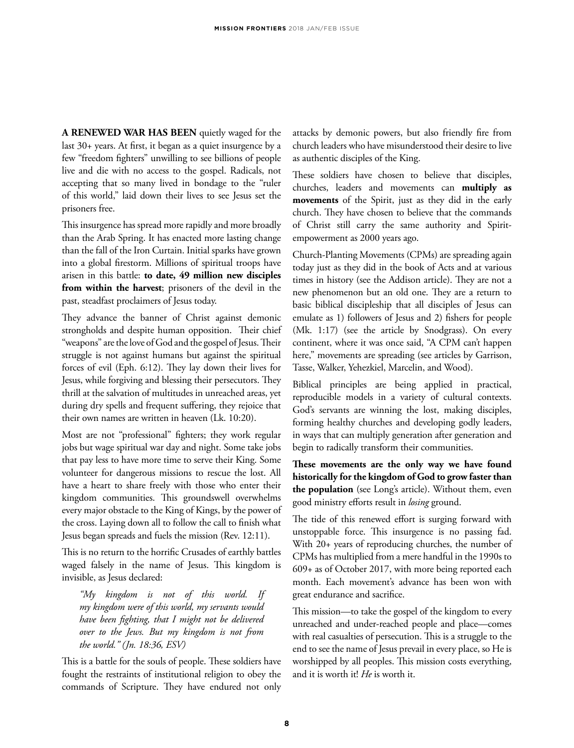**A RENEWED WAR HAS BEEN** quietly waged for the last 30+ years. At first, it began as a quiet insurgence by a few "freedom fighters" unwilling to see billions of people live and die with no access to the gospel. Radicals, not accepting that so many lived in bondage to the "ruler of this world," laid down their lives to see Jesus set the prisoners free.

This insurgence has spread more rapidly and more broadly than the Arab Spring. It has enacted more lasting change than the fall of the Iron Curtain. Initial sparks have grown into a global firestorm. Millions of spiritual troops have arisen in this battle: **to date, 49 million new disciples from within the harvest**; prisoners of the devil in the past, steadfast proclaimers of Jesus today.

They advance the banner of Christ against demonic strongholds and despite human opposition. Their chief "weapons" are the love of God and the gospel of Jesus. Their struggle is not against humans but against the spiritual forces of evil (Eph. 6:12). They lay down their lives for Jesus, while forgiving and blessing their persecutors. They thrill at the salvation of multitudes in unreached areas, yet during dry spells and frequent suffering, they rejoice that their own names are written in heaven (Lk. 10:20).

Most are not "professional" fighters; they work regular jobs but wage spiritual war day and night. Some take jobs that pay less to have more time to serve their King. Some volunteer for dangerous missions to rescue the lost. All have a heart to share freely with those who enter their kingdom communities. This groundswell overwhelms every major obstacle to the King of Kings, by the power of the cross. Laying down all to follow the call to finish what Jesus began spreads and fuels the mission (Rev. 12:11).

This is no return to the horrific Crusades of earthly battles waged falsely in the name of Jesus. This kingdom is invisible, as Jesus declared:

> *"My kingdom is not of this world. If my kingdom were of this world, my servants would have been fighting, that I might not be delivered over to the Jews. But my kingdom is not from the world." (Jn. 18:36, ESV)*

This is a battle for the souls of people. These soldiers have fought the restraints of institutional religion to obey the commands of Scripture. They have endured not only attacks by demonic powers, but also friendly fire from church leaders who have misunderstood their desire to live as authentic disciples of the King.

These soldiers have chosen to believe that disciples, churches, leaders and movements can **multiply as movements** of the Spirit, just as they did in the early church. They have chosen to believe that the commands of Christ still carry the same authority and Spirit-empowerment as 2000 years ago.

Church-Planting Movements (CPMs) are spreading again today just as they did in the book of Acts and at various times in history (see the Addison article). They are not a new phenomenon but an old one. They are a return to basic biblical discipleship that all disciples of Jesus can emulate as 1) followers of Jesus and 2) fishers for people (Mk. 1:17) (see the article by Snodgrass). On every continent, where it was once said, "A CPM can't happen here," movements are spreading (see articles by Garrison, Tasse, Walker, Yehezkiel, Marcelin, and Wood).

Biblical principles are being applied in practical, reproducible models in a variety of cultural contexts. God's servants are winning the lost, making disciples, forming healthy churches and developing godly leaders, in ways that can multiply generation after generation and begin to radically transform their communities.

**These movements are the only way we have found historically for the kingdom of God to grow faster than the population** (see Long's article). Without them, even good ministry efforts result in *losing* ground.

The tide of this renewed effort is surging forward with unstoppable force. This insurgence is no passing fad. With 20+ years of reproducing churches, the number of CPMs has multiplied from a mere handful in the 1990s to 609+ as of October 2017, with more being reported each month. Each movement's advance has been won with great endurance and sacrifice.

This mission—to take the gospel of the kingdom to every unreached and under-reached people and place—comes with real casualties of persecution. This is a struggle to the end to see the name of Jesus prevail in every place, so He is worshipped by all peoples. This mission costs everything, and it is worth it! *He* is worth it.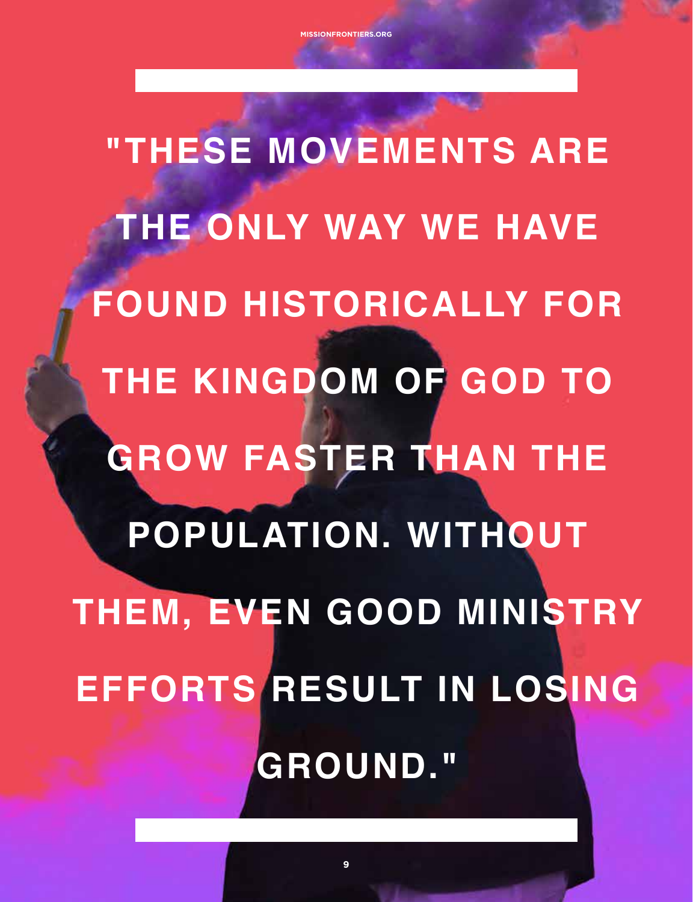**"THESE MOVEMENTS ARE THE ONLY WAY WE HAVE FOUND HISTORICALLY FOR THE KINGDOM OF GOD TO GROW FASTER THAN THE POPULATION. WITHOUT THEM, EVEN GOOD MINISTRY EFFORTS RESULT IN LOSING GROUND."**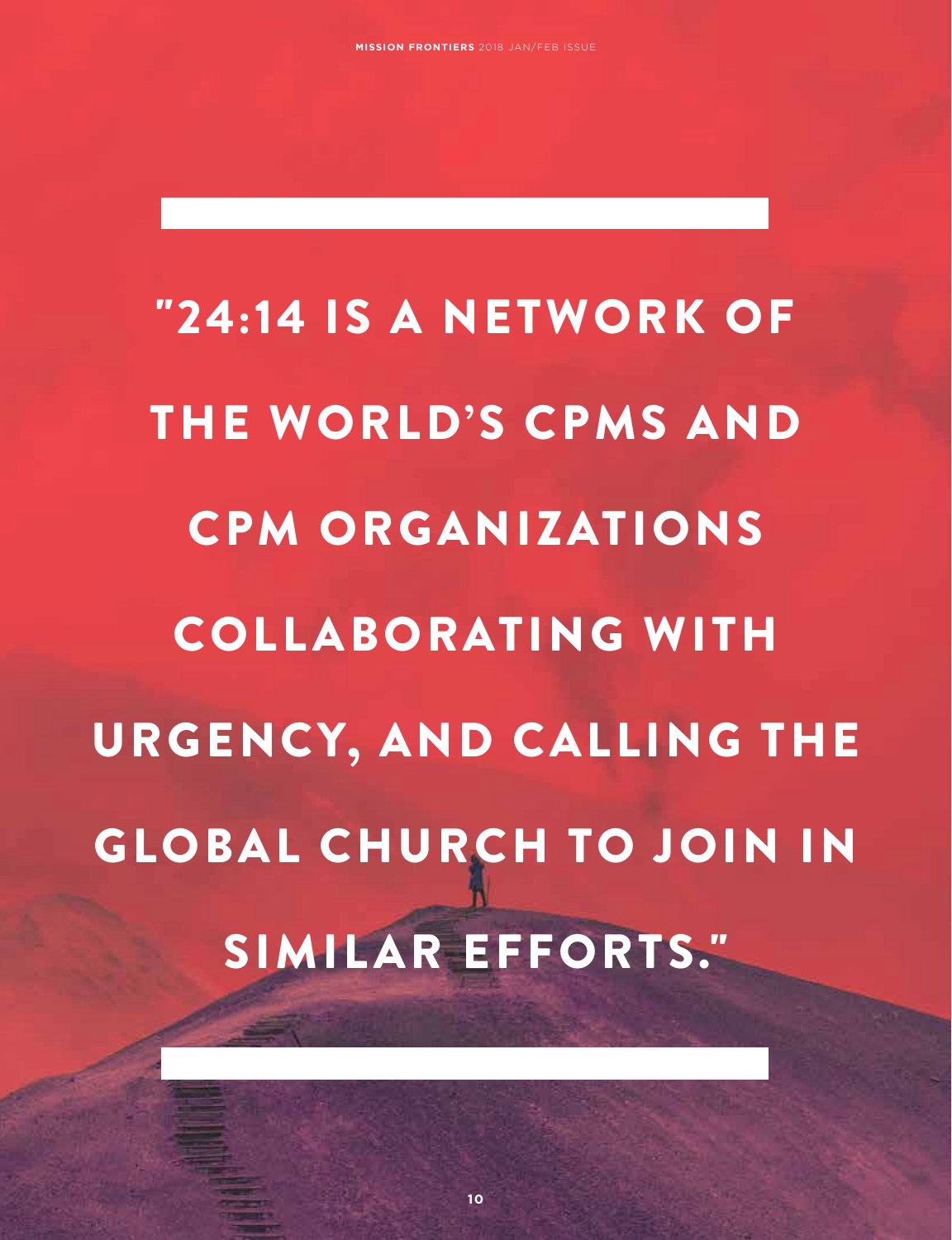"24:14 IS A NETWORK OF THE WORLD'S CPMS AND CPM ORGANIZATIONS COLLABORATING WITH URGENCY, AND CALLING THE GLOBAL CHURCH TO JOIN IN SIMILAR EFFORTS."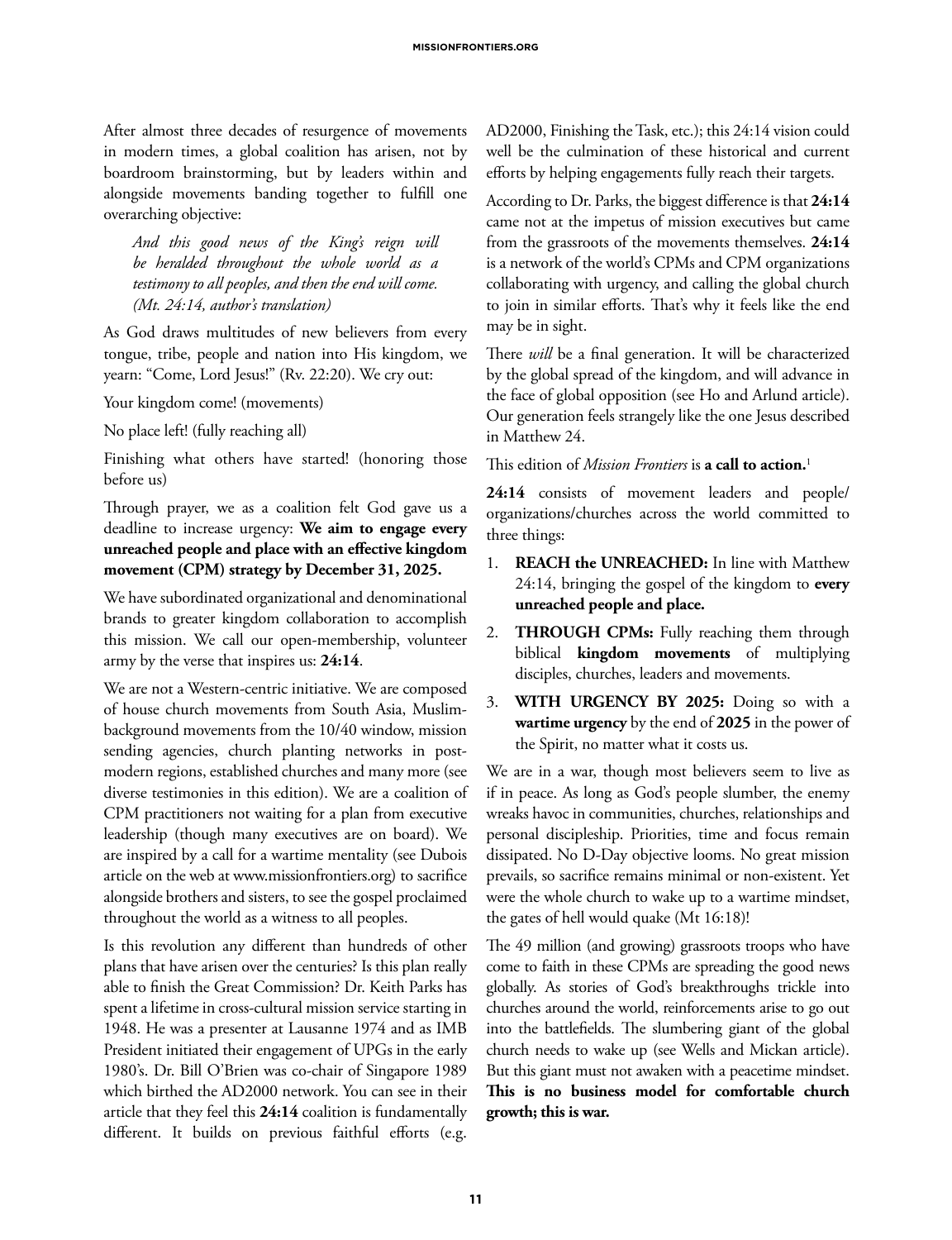After almost three decades of resurgence of movements in modern times, a global coalition has arisen, not by boardroom brainstorming, but by leaders within and alongside movements banding together to fulfill one overarching objective:

> *And this good news of the King's reign will be heralded throughout the whole world as a testimony to all peoples, and then the end will come. (Mt. 24:14, author's translation)*

As God draws multitudes of new believers from every tongue, tribe, people and nation into His kingdom, we yearn: "Come, Lord Jesus!" (Rv. 22:20). We cry out:

Your kingdom come! (movements)

No place left! (fully reaching all)

Finishing what others have started! (honoring those before us)

Through prayer, we as a coalition felt God gave us a deadline to increase urgency: **We aim to engage every unreached people and place with an effective kingdom movement (CPM) strategy by December 31, 2025.**

We have subordinated organizational and denominational brands to greater kingdom collaboration to accomplish this mission. We call our open-membership, volunteer army by the verse that inspires us: **24:14**.

We are not a Western-centric initiative. We are composed of house church movements from South Asia, Muslim-background movements from the 10/40 window, mission sending agencies, church planting networks in post-modern regions, established churches and many more (see diverse testimonies in this edition). We are a coalition of CPM practitioners not waiting for a plan from executive leadership (though many executives are on board). We are inspired by a call for a wartime mentality (see Dubois article on the web at www.missionfrontiers.org) to sacrifice alongside brothers and sisters, to see the gospel proclaimed throughout the world as a witness to all peoples.

Is this revolution any different than hundreds of other plans that have arisen over the centuries? Is this plan really able to finish the Great Commission? Dr. Keith Parks has spent a lifetime in cross-cultural mission service starting in 1948. He was a presenter at Lausanne 1974 and as IMB President initiated their engagement of UPGs in the early 1980's. Dr. Bill O'Brien was co-chair of Singapore 1989 which birthed the AD2000 network. You can see in their article that they feel this **24:14** coalition is fundamentally different. It builds on previous faithful efforts (e.g. AD2000, Finishing the Task, etc.); this 24:14 vision could well be the culmination of these historical and current efforts by helping engagements fully reach their targets.

According to Dr. Parks, the biggest difference is that **24:14** came not at the impetus of mission executives but came from the grassroots of the movements themselves. **24:14** is a network of the world's CPMs and CPM organizations collaborating with urgency, and calling the global church to join in similar efforts. That's why it feels like the end may be in sight.

There *will* be a final generation. It will be characterized by the global spread of the kingdom, and will advance in the face of global opposition (see Ho and Arlund article). Our generation feels strangely like the one Jesus described in Matthew 24.

This edition of *Mission Frontiers* is **a call to action.**[1]

**24:14** consists of movement leaders and people/organizations/churches across the world committed to three things:

1. **REACH the UNREACHED:** In line with Matthew 24:14, bringing the gospel of the kingdom to **every unreached people and place.**
2. **THROUGH CPMs:** Fully reaching them through biblical **kingdom movements** of multiplying disciples, churches, leaders and movements.
3. **WITH URGENCY BY 2025:** Doing so with a **wartime urgency** by the end of **2025** in the power of the Spirit, no matter what it costs us.

We are in a war, though most believers seem to live as if in peace. As long as God's people slumber, the enemy wreaks havoc in communities, churches, relationships and personal discipleship. Priorities, time and focus remain dissipated. No D-Day objective looms. No great mission prevails, so sacrifice remains minimal or non-existent. Yet were the whole church to wake up to a wartime mindset, the gates of hell would quake (Mt 16:18)!

The 49 million (and growing) grassroots troops who have come to faith in these CPMs are spreading the good news globally. As stories of God's breakthroughs trickle into churches around the world, reinforcements arise to go out into the battlefields. The slumbering giant of the global church needs to wake up (see Wells and Mickan article). But this giant must not awaken with a peacetime mindset. **This is no business model for comfortable church growth; this is war.**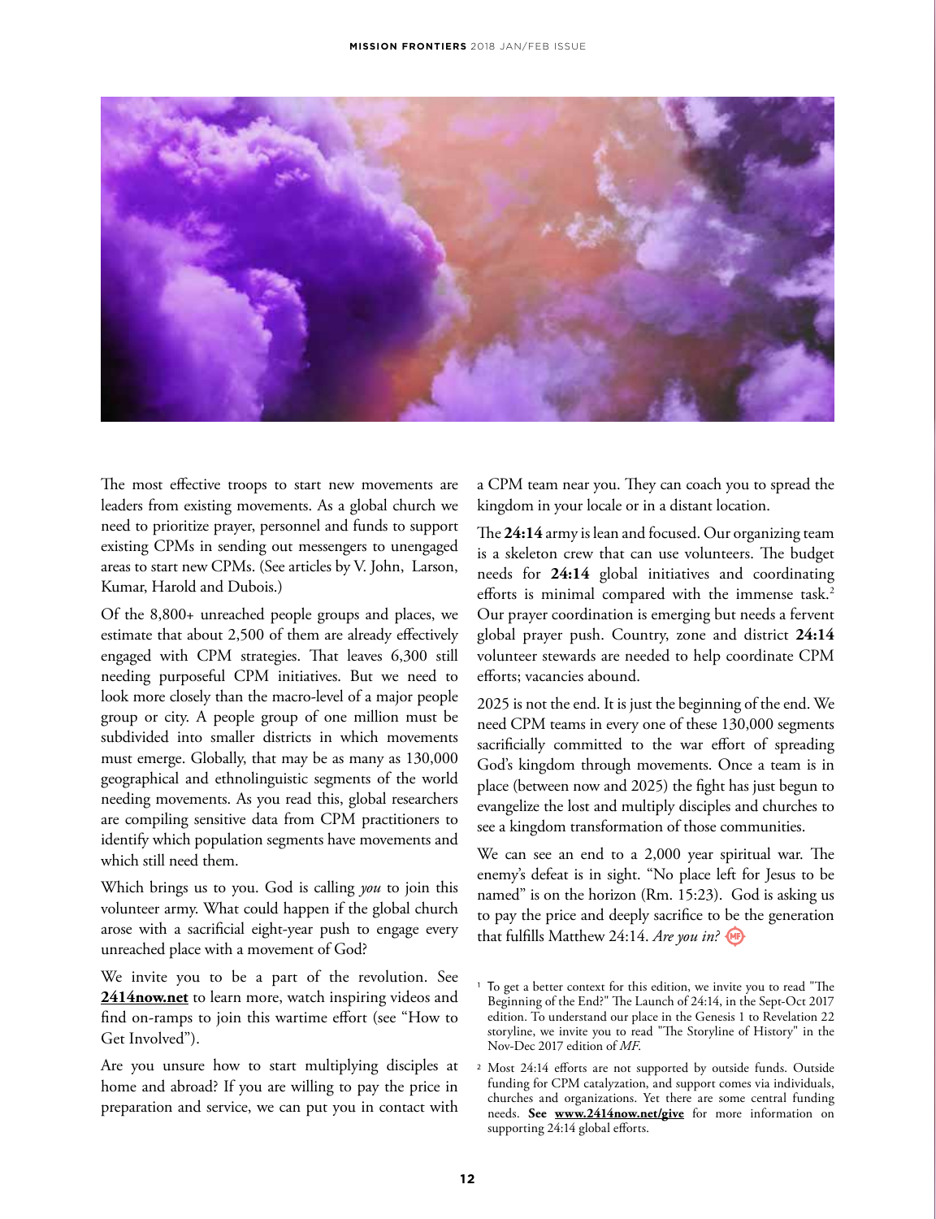The most effective troops to start new movements are leaders from existing movements. As a global church we need to prioritize prayer, personnel and funds to support existing CPMs in sending out messengers to unengaged areas to start new CPMs. (See articles by V. John, Larson, Kumar, Harold and Dubois.)

Of the 8,800+ unreached people groups and places, we estimate that about 2,500 of them are already effectively engaged with CPM strategies. That leaves 6,300 still needing purposeful CPM initiatives. But we need to look more closely than the macro-level of a major people group or city. A people group of one million must be subdivided into smaller districts in which movements must emerge. Globally, that may be as many as 130,000 geographical and ethnolinguistic segments of the world needing movements. As you read this, global researchers are compiling sensitive data from CPM practitioners to identify which population segments have movements and which still need them.

Which brings us to you. God is calling *you* to join this volunteer army. What could happen if the global church arose with a sacrificial eight-year push to engage every unreached place with a movement of God?

We invite you to be a part of the revolution. See **2414now.net** to learn more, watch inspiring videos and find on-ramps to join this wartime effort (see "How to Get Involved").

Are you unsure how to start multiplying disciples at home and abroad? If you are willing to pay the price in preparation and service, we can put you in contact with a CPM team near you. They can coach you to spread the kingdom in your locale or in a distant location.

The **24:14** army is lean and focused. Our organizing team is a skeleton crew that can use volunteers. The budget needs for **24:14** global initiatives and coordinating efforts is minimal compared with the immense task.[2] Our prayer coordination is emerging but needs a fervent global prayer push. Country, zone and district **24:14** volunteer stewards are needed to help coordinate CPM efforts; vacancies abound.

2025 is not the end. It is just the beginning of the end. We need CPM teams in every one of these 130,000 segments sacrificially committed to the war effort of spreading God's kingdom through movements. Once a team is in place (between now and 2025) the fight has just begun to evangelize the lost and multiply disciples and churches to see a kingdom transformation of those communities.

We can see an end to a 2,000 year spiritual war. The enemy's defeat is in sight. "No place left for Jesus to be named" is on the horizon (Rm. 15:23). God is asking us to pay the price and deeply sacrifice to be the generation that fulfills Matthew 24:14. *Are you in?*

[1] To get a better context for this edition, we invite you to read "The Beginning of the End?" The Launch of 24:14, in the Sept-Oct 2017 edition. To understand our place in the Genesis 1 to Revelation 22 storyline, we invite you to read "The Storyline of History" in the Nov-Dec 2017 edition of *MF.*

[2] Most 24:14 efforts are not supported by outside funds. Outside funding for CPM catalyzation, and support comes via individuals, churches and organizations. Yet there are some central funding needs. **See www.2414now.net/give** for more information on supporting 24:14 global efforts.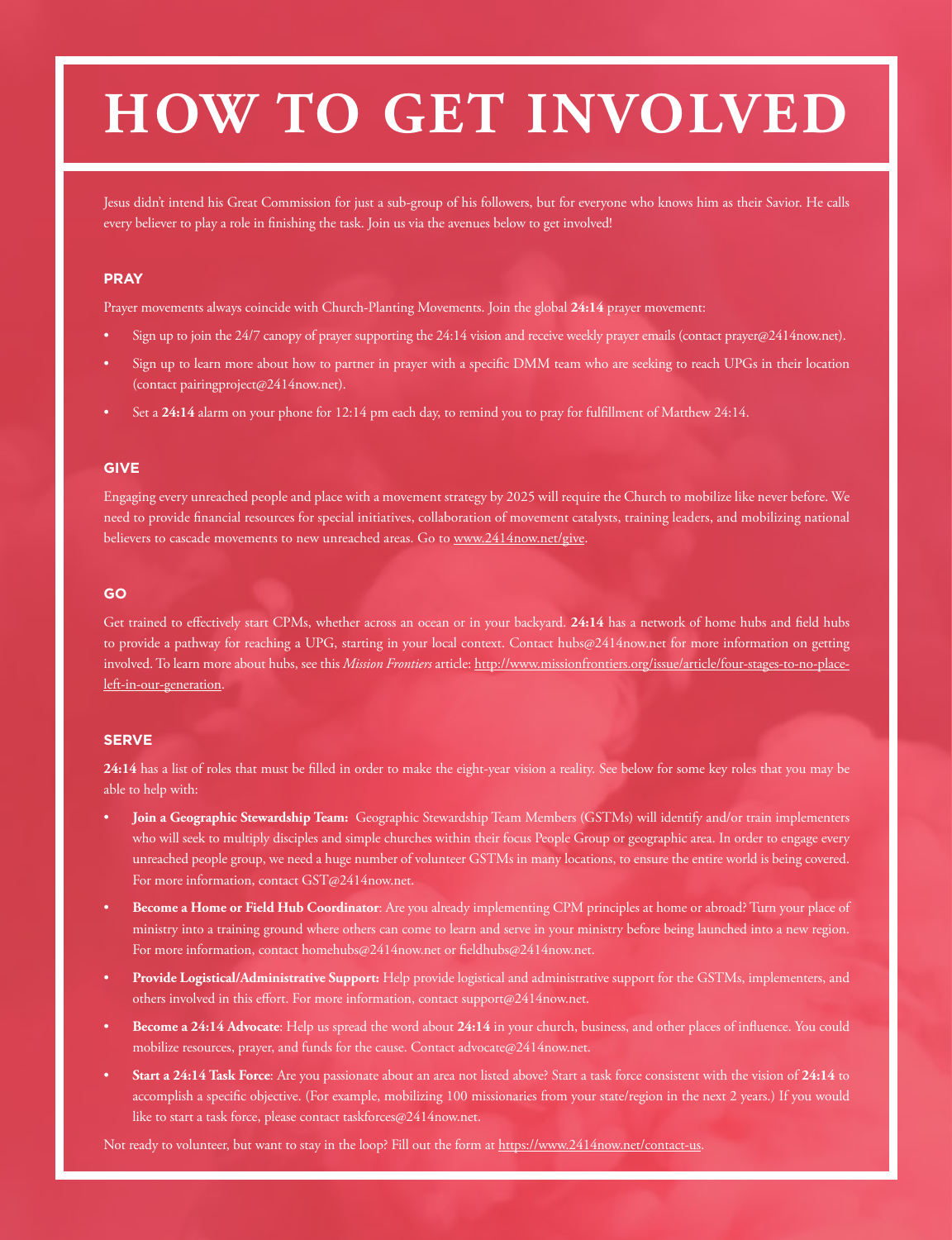# HOW TO GET INVOLVED

Jesus didn't intend his Great Commission for just a sub-group of his followers, but for everyone who knows him as their Savior. He calls every believer to play a role in finishing the task. Join us via the avenues below to get involved!

## PRAY

Prayer movements always coincide with Church-Planting Movements. Join the global **24:14** prayer movement:

- Sign up to join the 24/7 canopy of prayer supporting the 24:14 vision and receive weekly prayer emails (contact prayer@2414now.net).
- Sign up to learn more about how to partner in prayer with a specific DMM team who are seeking to reach UPGs in their location (contact pairingproject@2414now.net).
- Set a **24:14** alarm on your phone for 12:14 pm each day, to remind you to pray for fulfillment of Matthew 24:14.

## GIVE

Engaging every unreached people and place with a movement strategy by 2025 will require the Church to mobilize like never before. We need to provide financial resources for special initiatives, collaboration of movement catalysts, training leaders, and mobilizing national believers to cascade movements to new unreached areas. Go to www.2414now.net/give.

## GO

Get trained to effectively start CPMs, whether across an ocean or in your backyard. **24:14** has a network of home hubs and field hubs to provide a pathway for reaching a UPG, starting in your local context. Contact hubs@2414now.net for more information on getting involved. To learn more about hubs, see this *Mission Frontiers* article: http://www.missionfrontiers.org/issue/article/four-stages-to-no-place-left-in-our-generation.

## SERVE

**24:14** has a list of roles that must be filled in order to make the eight-year vision a reality. See below for some key roles that you may be able to help with:

- **Join a Geographic Stewardship Team:** Geographic Stewardship Team Members (GSTMs) will identify and/or train implementers who will seek to multiply disciples and simple churches within their focus People Group or geographic area. In order to engage every unreached people group, we need a huge number of volunteer GSTMs in many locations, to ensure the entire world is being covered. For more information, contact GST@2414now.net.
- **Become a Home or Field Hub Coordinator**: Are you already implementing CPM principles at home or abroad? Turn your place of ministry into a training ground where others can come to learn and serve in your ministry before being launched into a new region. For more information, contact homehubs@2414now.net or fieldhubs@2414now.net.
- **Provide Logistical/Administrative Support:** Help provide logistical and administrative support for the GSTMs, implementers, and others involved in this effort. For more information, contact support@2414now.net.
- **Become a 24:14 Advocate**: Help us spread the word about **24:14** in your church, business, and other places of influence. You could mobilize resources, prayer, and funds for the cause. Contact advocate@2414now.net.
- **Start a 24:14 Task Force**: Are you passionate about an area not listed above? Start a task force consistent with the vision of **24:14** to accomplish a specific objective. (For example, mobilizing 100 missionaries from your state/region in the next 2 years.) If you would like to start a task force, please contact taskforces@2414now.net.

Not ready to volunteer, but want to stay in the loop? Fill out the form at https://www.2414now.net/contact-us.